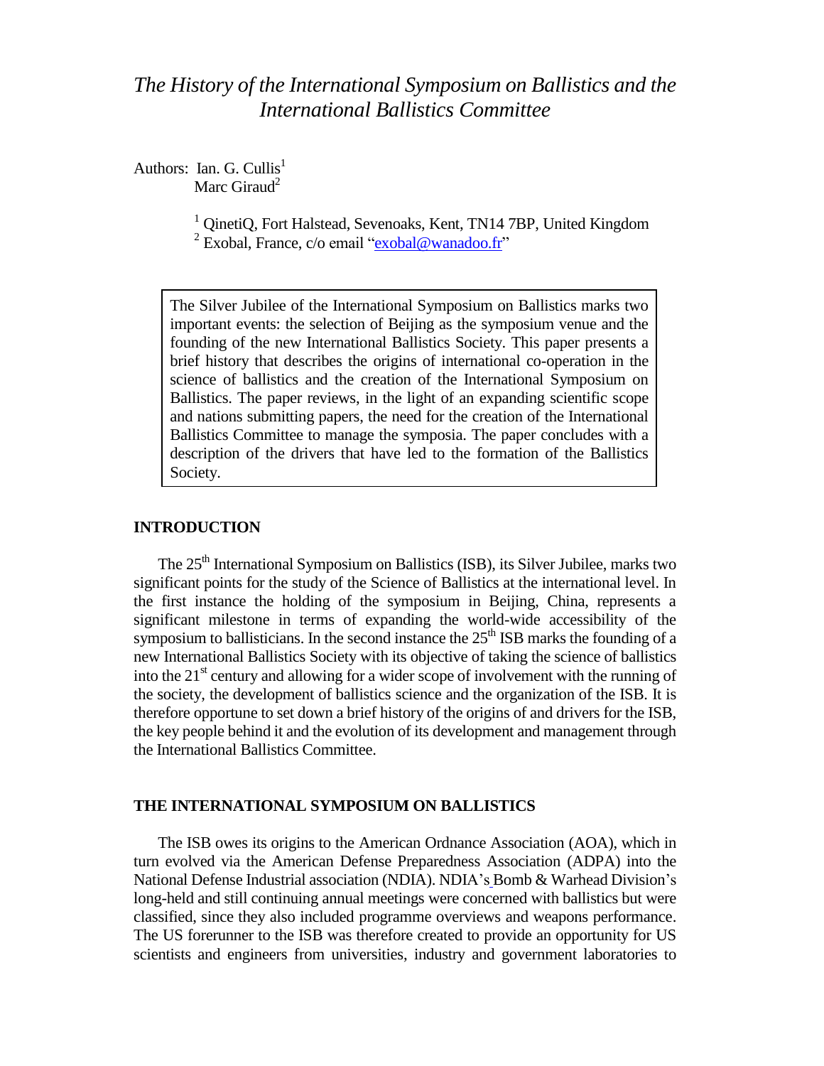# *The History of the International Symposium on Ballistics and the International Ballistics Committee*

Authors: Ian. G. Cullis[1]
Marc Giraud[2]

[1] QinetiQ, Fort Halstead, Sevenoaks, Kent, TN14 7BP, United Kingdom
[2] Exobal, France, c/o email "exobal@wanadoo.fr"

> The Silver Jubilee of the International Symposium on Ballistics marks two important events: the selection of Beijing as the symposium venue and the founding of the new International Ballistics Society. This paper presents a brief history that describes the origins of international co-operation in the science of ballistics and the creation of the International Symposium on Ballistics. The paper reviews, in the light of an expanding scientific scope and nations submitting papers, the need for the creation of the International Ballistics Committee to manage the symposia. The paper concludes with a description of the drivers that have led to the formation of the Ballistics Society.

## INTRODUCTION

The 25th International Symposium on Ballistics (ISB), its Silver Jubilee, marks two significant points for the study of the Science of Ballistics at the international level. In the first instance the holding of the symposium in Beijing, China, represents a significant milestone in terms of expanding the world-wide accessibility of the symposium to ballisticians. In the second instance the 25th ISB marks the founding of a new International Ballistics Society with its objective of taking the science of ballistics into the 21st century and allowing for a wider scope of involvement with the running of the society, the development of ballistics science and the organization of the ISB. It is therefore opportune to set down a brief history of the origins of and drivers for the ISB, the key people behind it and the evolution of its development and management through the International Ballistics Committee.

## THE INTERNATIONAL SYMPOSIUM ON BALLISTICS

The ISB owes its origins to the American Ordnance Association (AOA), which in turn evolved via the American Defense Preparedness Association (ADPA) into the National Defense Industrial association (NDIA). NDIA's Bomb & Warhead Division's long-held and still continuing annual meetings were concerned with ballistics but were classified, since they also included programme overviews and weapons performance. The US forerunner to the ISB was therefore created to provide an opportunity for US scientists and engineers from universities, industry and government laboratories to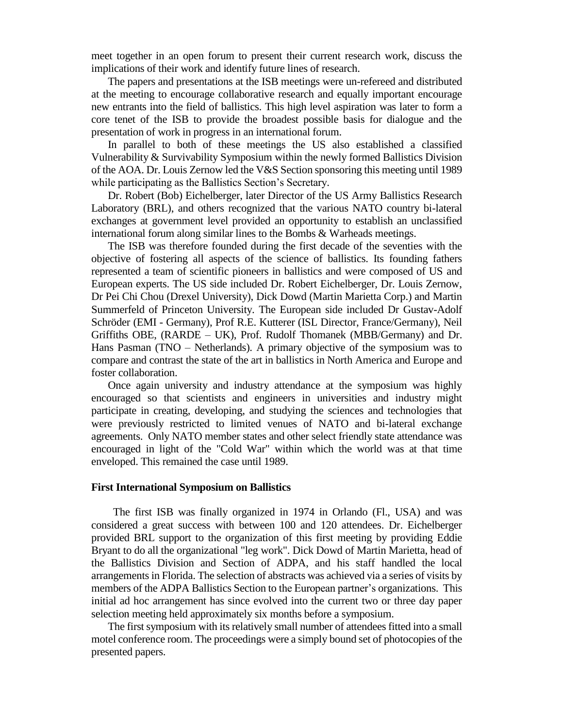meet together in an open forum to present their current research work, discuss the implications of their work and identify future lines of research.

The papers and presentations at the ISB meetings were un-refereed and distributed at the meeting to encourage collaborative research and equally important encourage new entrants into the field of ballistics. This high level aspiration was later to form a core tenet of the ISB to provide the broadest possible basis for dialogue and the presentation of work in progress in an international forum.

In parallel to both of these meetings the US also established a classified Vulnerability & Survivability Symposium within the newly formed Ballistics Division of the AOA. Dr. Louis Zernow led the V&S Section sponsoring this meeting until 1989 while participating as the Ballistics Section's Secretary.

Dr. Robert (Bob) Eichelberger, later Director of the US Army Ballistics Research Laboratory (BRL), and others recognized that the various NATO country bi-lateral exchanges at government level provided an opportunity to establish an unclassified international forum along similar lines to the Bombs & Warheads meetings.

The ISB was therefore founded during the first decade of the seventies with the objective of fostering all aspects of the science of ballistics. Its founding fathers represented a team of scientific pioneers in ballistics and were composed of US and European experts. The US side included Dr. Robert Eichelberger, Dr. Louis Zernow, Dr Pei Chi Chou (Drexel University), Dick Dowd (Martin Marietta Corp.) and Martin Summerfeld of Princeton University. The European side included Dr Gustav-Adolf Schröder (EMI - Germany), Prof R.E. Kutterer (ISL Director, France/Germany), Neil Griffiths OBE, (RARDE – UK), Prof. Rudolf Thomanek (MBB/Germany) and Dr. Hans Pasman (TNO – Netherlands). A primary objective of the symposium was to compare and contrast the state of the art in ballistics in North America and Europe and foster collaboration.

Once again university and industry attendance at the symposium was highly encouraged so that scientists and engineers in universities and industry might participate in creating, developing, and studying the sciences and technologies that were previously restricted to limited venues of NATO and bi-lateral exchange agreements. Only NATO member states and other select friendly state attendance was encouraged in light of the "Cold War" within which the world was at that time enveloped. This remained the case until 1989.

**First International Symposium on Ballistics**

The first ISB was finally organized in 1974 in Orlando (Fl., USA) and was considered a great success with between 100 and 120 attendees. Dr. Eichelberger provided BRL support to the organization of this first meeting by providing Eddie Bryant to do all the organizational "leg work". Dick Dowd of Martin Marietta, head of the Ballistics Division and Section of ADPA, and his staff handled the local arrangements in Florida. The selection of abstracts was achieved via a series of visits by members of the ADPA Ballistics Section to the European partner's organizations. This initial ad hoc arrangement has since evolved into the current two or three day paper selection meeting held approximately six months before a symposium.

The first symposium with its relatively small number of attendees fitted into a small motel conference room. The proceedings were a simply bound set of photocopies of the presented papers.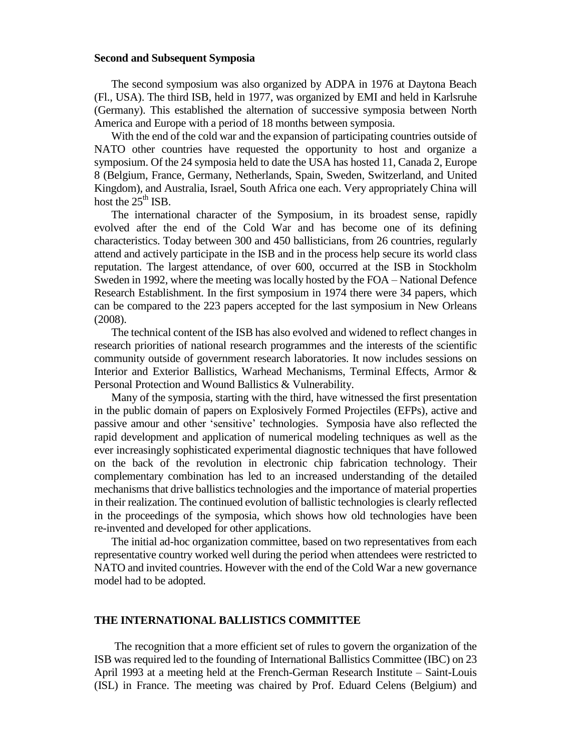**Second and Subsequent Symposia**

The second symposium was also organized by ADPA in 1976 at Daytona Beach (Fl., USA). The third ISB, held in 1977, was organized by EMI and held in Karlsruhe (Germany). This established the alternation of successive symposia between North America and Europe with a period of 18 months between symposia.

With the end of the cold war and the expansion of participating countries outside of NATO other countries have requested the opportunity to host and organize a symposium. Of the 24 symposia held to date the USA has hosted 11, Canada 2, Europe 8 (Belgium, France, Germany, Netherlands, Spain, Sweden, Switzerland, and United Kingdom), and Australia, Israel, South Africa one each. Very appropriately China will host the 25th ISB.

The international character of the Symposium, in its broadest sense, rapidly evolved after the end of the Cold War and has become one of its defining characteristics. Today between 300 and 450 ballisticians, from 26 countries, regularly attend and actively participate in the ISB and in the process help secure its world class reputation. The largest attendance, of over 600, occurred at the ISB in Stockholm Sweden in 1992, where the meeting was locally hosted by the FOA – National Defence Research Establishment. In the first symposium in 1974 there were 34 papers, which can be compared to the 223 papers accepted for the last symposium in New Orleans (2008).

The technical content of the ISB has also evolved and widened to reflect changes in research priorities of national research programmes and the interests of the scientific community outside of government research laboratories. It now includes sessions on Interior and Exterior Ballistics, Warhead Mechanisms, Terminal Effects, Armor & Personal Protection and Wound Ballistics & Vulnerability.

Many of the symposia, starting with the third, have witnessed the first presentation in the public domain of papers on Explosively Formed Projectiles (EFPs), active and passive amour and other 'sensitive' technologies. Symposia have also reflected the rapid development and application of numerical modeling techniques as well as the ever increasingly sophisticated experimental diagnostic techniques that have followed on the back of the revolution in electronic chip fabrication technology. Their complementary combination has led to an increased understanding of the detailed mechanisms that drive ballistics technologies and the importance of material properties in their realization. The continued evolution of ballistic technologies is clearly reflected in the proceedings of the symposia, which shows how old technologies have been re-invented and developed for other applications.

The initial ad-hoc organization committee, based on two representatives from each representative country worked well during the period when attendees were restricted to NATO and invited countries. However with the end of the Cold War a new governance model had to be adopted.

## THE INTERNATIONAL BALLISTICS COMMITTEE

The recognition that a more efficient set of rules to govern the organization of the ISB was required led to the founding of International Ballistics Committee (IBC) on 23 April 1993 at a meeting held at the French-German Research Institute – Saint-Louis (ISL) in France. The meeting was chaired by Prof. Eduard Celens (Belgium) and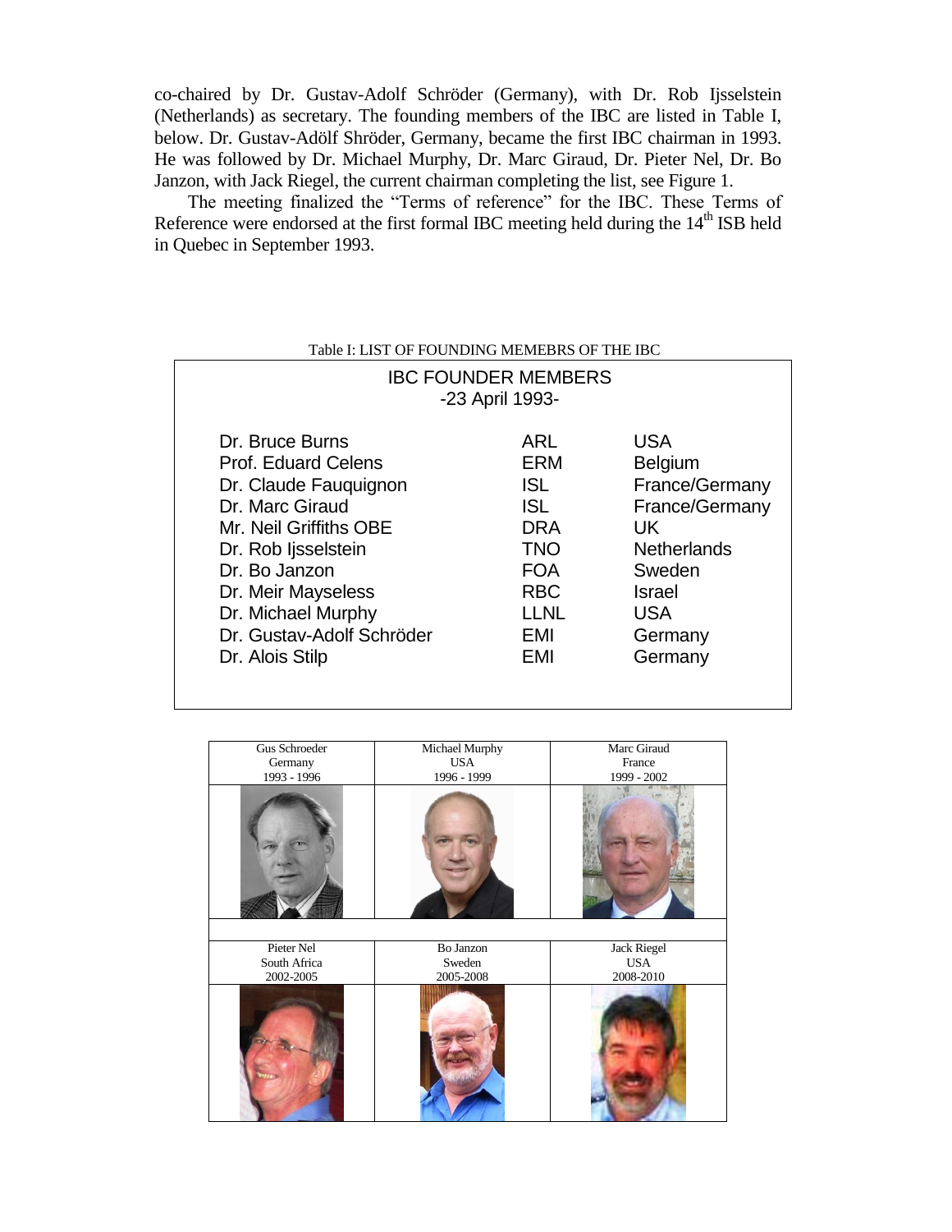co-chaired by Dr. Gustav-Adolf Schröder (Germany), with Dr. Rob Ijsselstein (Netherlands) as secretary. The founding members of the IBC are listed in Table I, below. Dr. Gustav-Adölf Shröder, Germany, became the first IBC chairman in 1993. He was followed by Dr. Michael Murphy, Dr. Marc Giraud, Dr. Pieter Nel, Dr. Bo Janzon, with Jack Riegel, the current chairman completing the list, see Figure 1.

The meeting finalized the "Terms of reference" for the IBC. These Terms of Reference were endorsed at the first formal IBC meeting held during the 14th ISB held in Quebec in September 1993.

Table I: LIST OF FOUNDING MEMEBRS OF THE IBC

**IBC FOUNDER MEMBERS**
**-23 April 1993-**

| Name | Organization | Country |
|---|---|---|
| Dr. Bruce Burns | ARL | USA |
| Prof. Eduard Celens | ERM | Belgium |
| Dr. Claude Fauquignon | ISL | France/Germany |
| Dr. Marc Giraud | ISL | France/Germany |
| Mr. Neil Griffiths OBE | DRA | UK |
| Dr. Rob Ijsselstein | TNO | Netherlands |
| Dr. Bo Janzon | FOA | Sweden |
| Dr. Meir Mayseless | RBC | Israel |
| Dr. Michael Murphy | LLNL | USA |
| Dr. Gustav-Adolf Schröder | EMI | Germany |
| Dr. Alois Stilp | EMI | Germany |

| Gus Schroeder<br>Germany<br>1993 - 1996 | Michael Murphy<br>USA<br>1996 - 1999 | Marc Giraud<br>France<br>1999 - 2002 |
|---|---|---|
| Pieter Nel<br>South Africa<br>2002-2005 | Bo Janzon<br>Sweden<br>2005-2008 | Jack Riegel<br>USA<br>2008-2010 |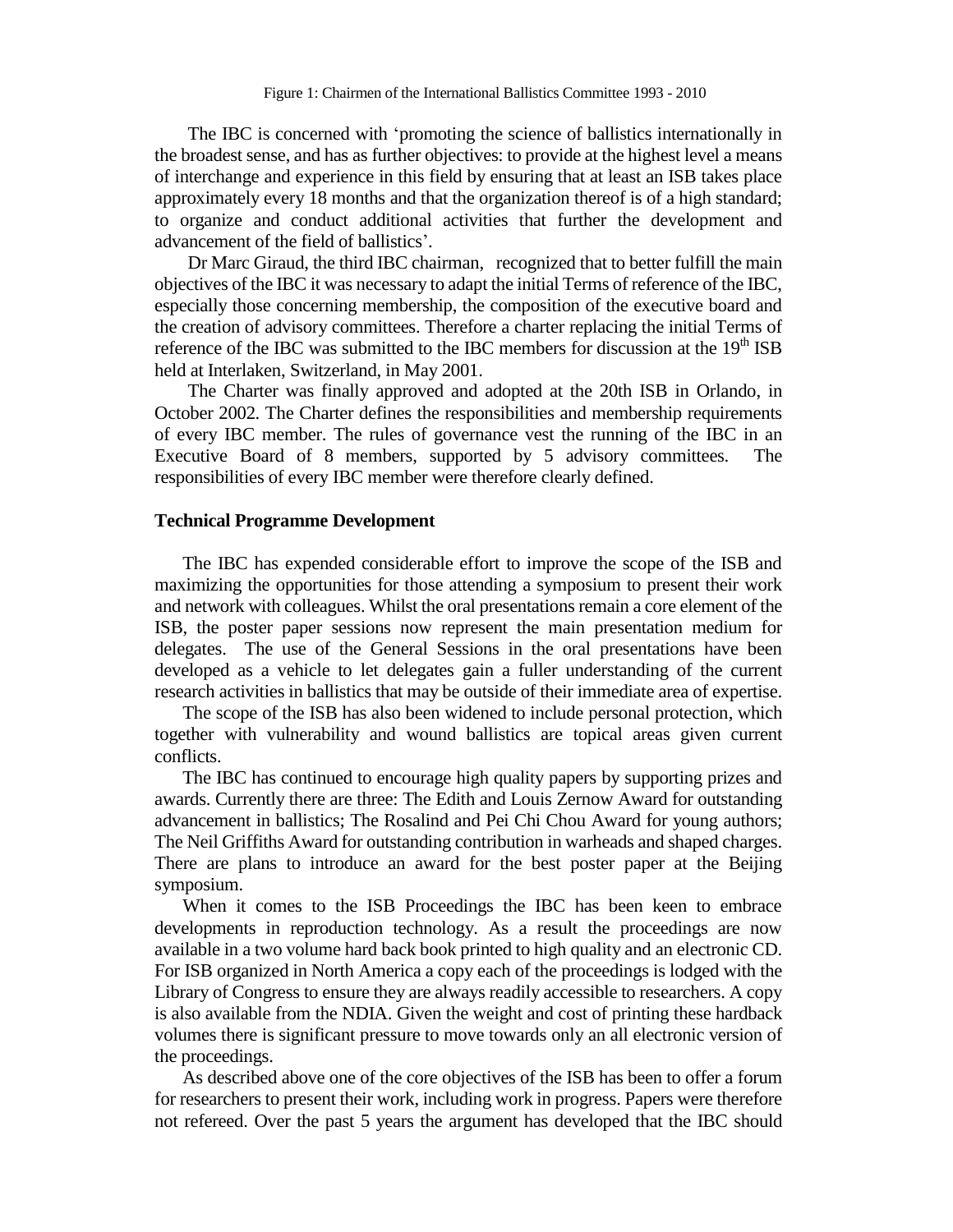Figure 1: Chairmen of the International Ballistics Committee 1993 - 2010

The IBC is concerned with 'promoting the science of ballistics internationally in the broadest sense, and has as further objectives: to provide at the highest level a means of interchange and experience in this field by ensuring that at least an ISB takes place approximately every 18 months and that the organization thereof is of a high standard; to organize and conduct additional activities that further the development and advancement of the field of ballistics'.

Dr Marc Giraud, the third IBC chairman, recognized that to better fulfill the main objectives of the IBC it was necessary to adapt the initial Terms of reference of the IBC, especially those concerning membership, the composition of the executive board and the creation of advisory committees. Therefore a charter replacing the initial Terms of reference of the IBC was submitted to the IBC members for discussion at the 19th ISB held at Interlaken, Switzerland, in May 2001.

The Charter was finally approved and adopted at the 20th ISB in Orlando, in October 2002. The Charter defines the responsibilities and membership requirements of every IBC member. The rules of governance vest the running of the IBC in an Executive Board of 8 members, supported by 5 advisory committees. The responsibilities of every IBC member were therefore clearly defined.

**Technical Programme Development**

The IBC has expended considerable effort to improve the scope of the ISB and maximizing the opportunities for those attending a symposium to present their work and network with colleagues. Whilst the oral presentations remain a core element of the ISB, the poster paper sessions now represent the main presentation medium for delegates. The use of the General Sessions in the oral presentations have been developed as a vehicle to let delegates gain a fuller understanding of the current research activities in ballistics that may be outside of their immediate area of expertise.

The scope of the ISB has also been widened to include personal protection, which together with vulnerability and wound ballistics are topical areas given current conflicts.

The IBC has continued to encourage high quality papers by supporting prizes and awards. Currently there are three: The Edith and Louis Zernow Award for outstanding advancement in ballistics; The Rosalind and Pei Chi Chou Award for young authors; The Neil Griffiths Award for outstanding contribution in warheads and shaped charges. There are plans to introduce an award for the best poster paper at the Beijing symposium.

When it comes to the ISB Proceedings the IBC has been keen to embrace developments in reproduction technology. As a result the proceedings are now available in a two volume hard back book printed to high quality and an electronic CD. For ISB organized in North America a copy each of the proceedings is lodged with the Library of Congress to ensure they are always readily accessible to researchers. A copy is also available from the NDIA. Given the weight and cost of printing these hardback volumes there is significant pressure to move towards only an all electronic version of the proceedings.

As described above one of the core objectives of the ISB has been to offer a forum for researchers to present their work, including work in progress. Papers were therefore not refereed. Over the past 5 years the argument has developed that the IBC should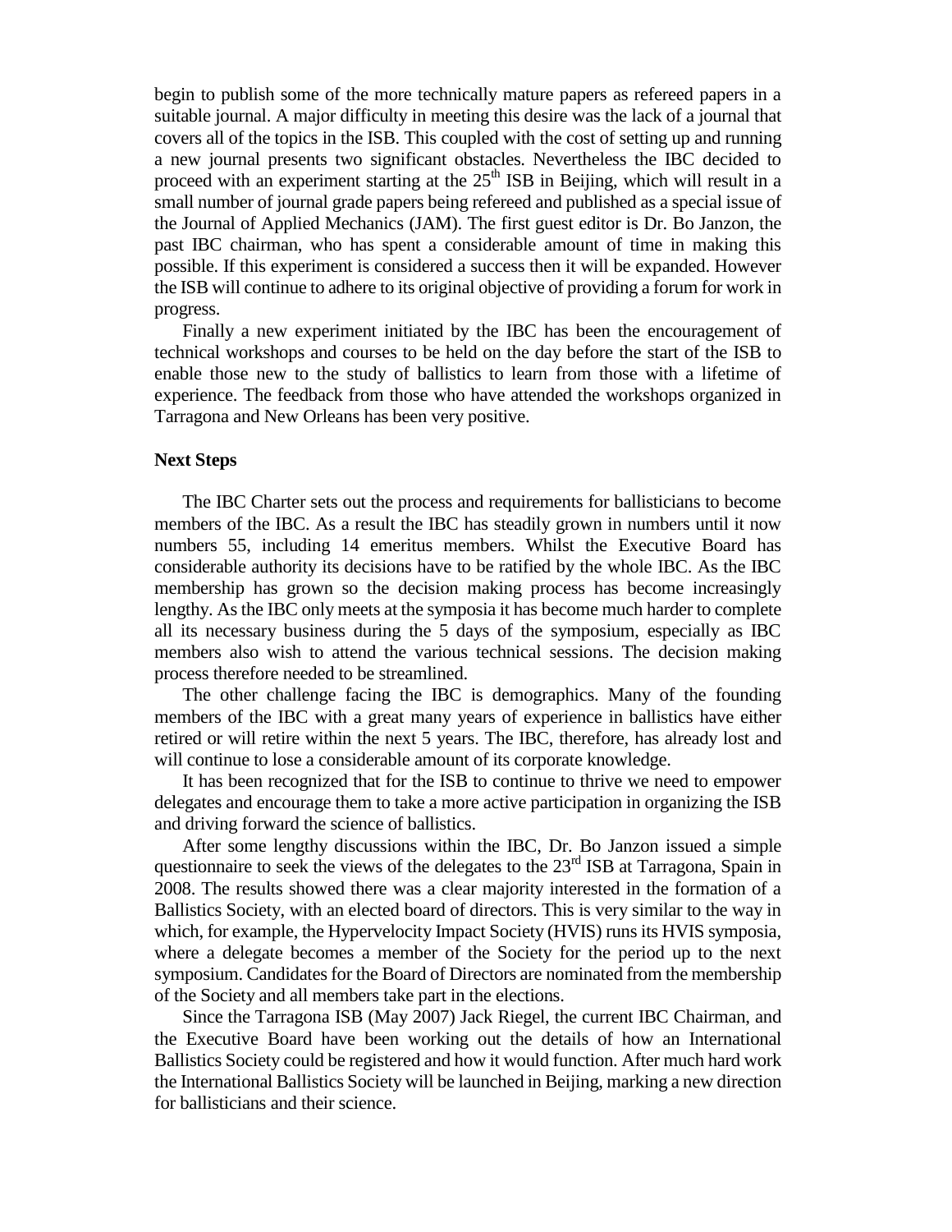begin to publish some of the more technically mature papers as refereed papers in a suitable journal. A major difficulty in meeting this desire was the lack of a journal that covers all of the topics in the ISB. This coupled with the cost of setting up and running a new journal presents two significant obstacles. Nevertheless the IBC decided to proceed with an experiment starting at the 25th ISB in Beijing, which will result in a small number of journal grade papers being refereed and published as a special issue of the Journal of Applied Mechanics (JAM). The first guest editor is Dr. Bo Janzon, the past IBC chairman, who has spent a considerable amount of time in making this possible. If this experiment is considered a success then it will be expanded. However the ISB will continue to adhere to its original objective of providing a forum for work in progress.

Finally a new experiment initiated by the IBC has been the encouragement of technical workshops and courses to be held on the day before the start of the ISB to enable those new to the study of ballistics to learn from those with a lifetime of experience. The feedback from those who have attended the workshops organized in Tarragona and New Orleans has been very positive.

**Next Steps**

The IBC Charter sets out the process and requirements for ballisticians to become members of the IBC. As a result the IBC has steadily grown in numbers until it now numbers 55, including 14 emeritus members. Whilst the Executive Board has considerable authority its decisions have to be ratified by the whole IBC. As the IBC membership has grown so the decision making process has become increasingly lengthy. As the IBC only meets at the symposia it has become much harder to complete all its necessary business during the 5 days of the symposium, especially as IBC members also wish to attend the various technical sessions. The decision making process therefore needed to be streamlined.

The other challenge facing the IBC is demographics. Many of the founding members of the IBC with a great many years of experience in ballistics have either retired or will retire within the next 5 years. The IBC, therefore, has already lost and will continue to lose a considerable amount of its corporate knowledge.

It has been recognized that for the ISB to continue to thrive we need to empower delegates and encourage them to take a more active participation in organizing the ISB and driving forward the science of ballistics.

After some lengthy discussions within the IBC, Dr. Bo Janzon issued a simple questionnaire to seek the views of the delegates to the 23rd ISB at Tarragona, Spain in 2008. The results showed there was a clear majority interested in the formation of a Ballistics Society, with an elected board of directors. This is very similar to the way in which, for example, the Hypervelocity Impact Society (HVIS) runs its HVIS symposia, where a delegate becomes a member of the Society for the period up to the next symposium. Candidates for the Board of Directors are nominated from the membership of the Society and all members take part in the elections.

Since the Tarragona ISB (May 2007) Jack Riegel, the current IBC Chairman, and the Executive Board have been working out the details of how an International Ballistics Society could be registered and how it would function. After much hard work the International Ballistics Society will be launched in Beijing, marking a new direction for ballisticians and their science.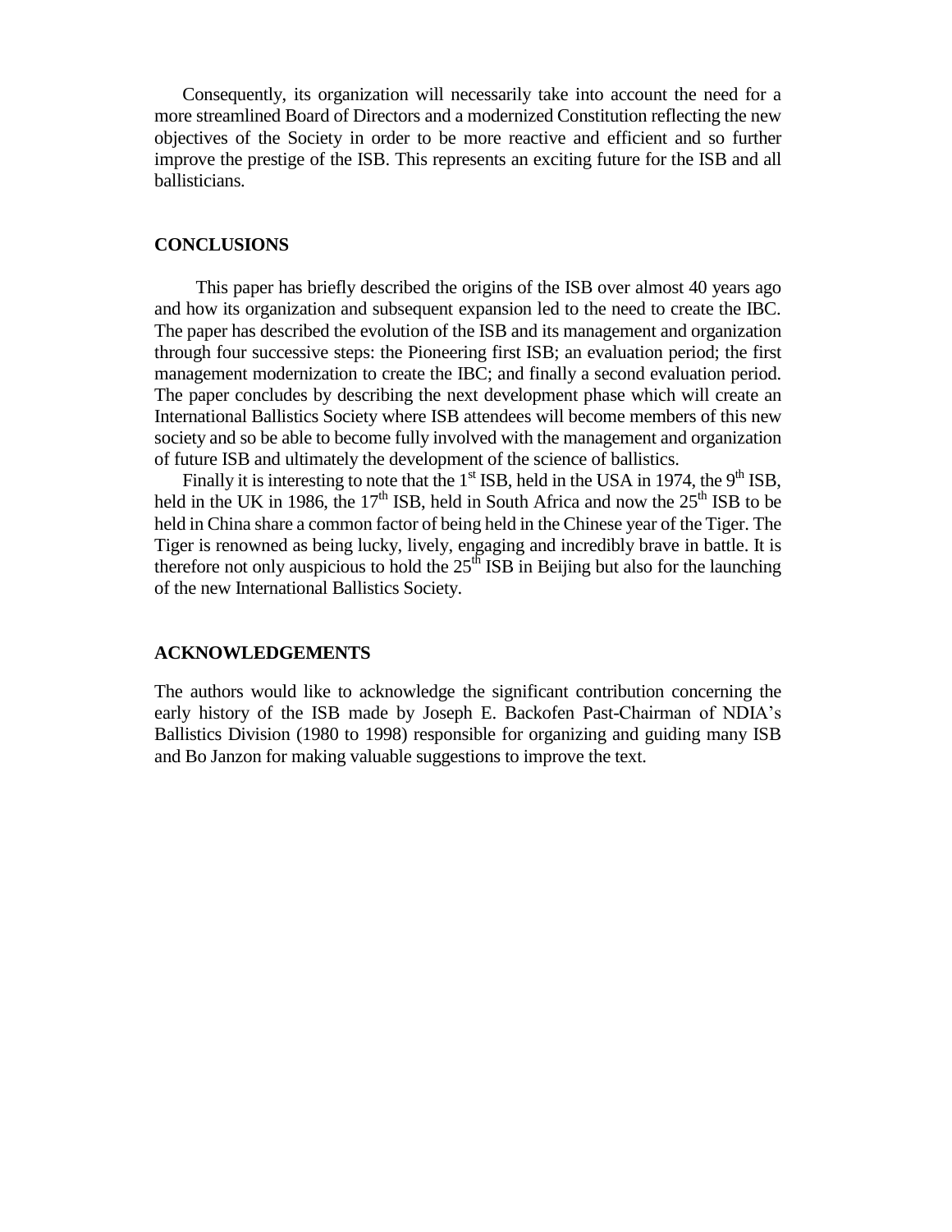Consequently, its organization will necessarily take into account the need for a more streamlined Board of Directors and a modernized Constitution reflecting the new objectives of the Society in order to be more reactive and efficient and so further improve the prestige of the ISB. This represents an exciting future for the ISB and all ballisticians.

## CONCLUSIONS

This paper has briefly described the origins of the ISB over almost 40 years ago and how its organization and subsequent expansion led to the need to create the IBC. The paper has described the evolution of the ISB and its management and organization through four successive steps: the Pioneering first ISB; an evaluation period; the first management modernization to create the IBC; and finally a second evaluation period. The paper concludes by describing the next development phase which will create an International Ballistics Society where ISB attendees will become members of this new society and so be able to become fully involved with the management and organization of future ISB and ultimately the development of the science of ballistics.

Finally it is interesting to note that the 1st ISB, held in the USA in 1974, the 9th ISB, held in the UK in 1986, the 17th ISB, held in South Africa and now the 25th ISB to be held in China share a common factor of being held in the Chinese year of the Tiger. The Tiger is renowned as being lucky, lively, engaging and incredibly brave in battle. It is therefore not only auspicious to hold the 25th ISB in Beijing but also for the launching of the new International Ballistics Society.

## ACKNOWLEDGEMENTS

The authors would like to acknowledge the significant contribution concerning the early history of the ISB made by Joseph E. Backofen Past-Chairman of NDIA's Ballistics Division (1980 to 1998) responsible for organizing and guiding many ISB and Bo Janzon for making valuable suggestions to improve the text.